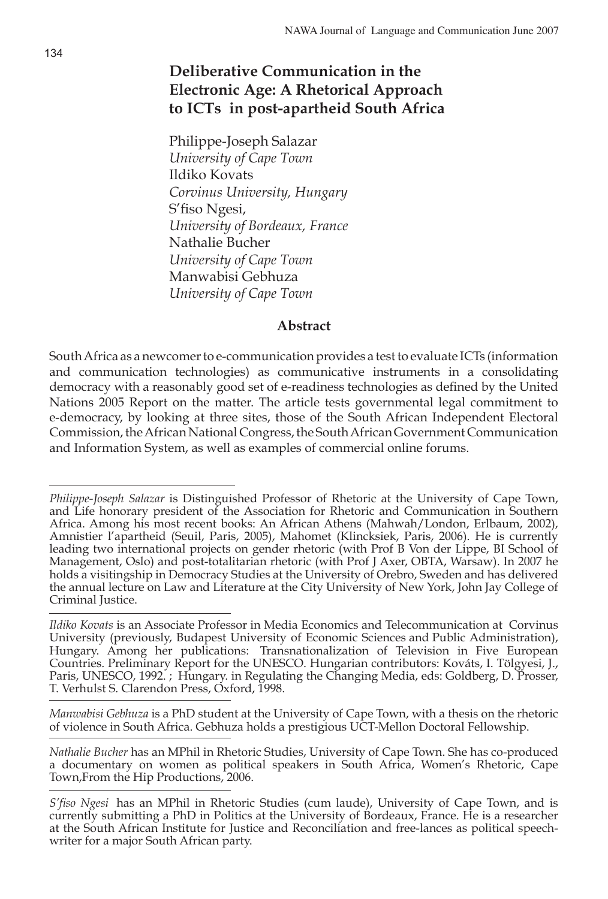# Deliberative Communication in the Electronic Age: A Rhetorical Approach to ICTs in post-apartheid South Africa

Philippe-Joseph Salazar
*University of Cape Town*
Ildiko Kovats
*Corvinus University, Hungary*
S'fiso Ngesi,
*University of Bordeaux, France*
Nathalie Bucher
*University of Cape Town*
Manwabisi Gebhuza
*University of Cape Town*

## Abstract

South Africa as a newcomer to e-communication provides a test to evaluate ICTs (information and communication technologies) as communicative instruments in a consolidating democracy with a reasonably good set of e-readiness technologies as defined by the United Nations 2005 Report on the matter. The article tests governmental legal commitment to e-democracy, by looking at three sites, those of the South African Independent Electoral Commission, the African National Congress, the South African Government Communication and Information System, as well as examples of commercial online forums.

---

*Philippe-Joseph Salazar* is Distinguished Professor of Rhetoric at the University of Cape Town, and Life honorary president of the Association for Rhetoric and Communication in Southern Africa. Among his most recent books: An African Athens (Mahwah/London, Erlbaum, 2002), Amnistier l'apartheid (Seuil, Paris, 2005), Mahomet (Klincksiek, Paris, 2006). He is currently leading two international projects on gender rhetoric (with Prof B Von der Lippe, BI School of Management, Oslo) and post-totalitarian rhetoric (with Prof J Axer, OBTA, Warsaw). In 2007 he holds a visitingship in Democracy Studies at the University of Orebro, Sweden and has delivered the annual lecture on Law and Literature at the City University of New York, John Jay College of Criminal Justice.

*Ildiko Kovats* is an Associate Professor in Media Economics and Telecommunication at Corvinus University (previously, Budapest University of Economic Sciences and Public Administration), Hungary. Among her publications: Transnationalization of Television in Five European Countries. Preliminary Report for the UNESCO. Hungarian contributors: Kováts, I. Tölgyesi, J., Paris, UNESCO, 1992. ; Hungary. in Regulating the Changing Media, eds: Goldberg, D. Prosser, T. Verhulst S. Clarendon Press, Oxford, 1998.

*Manwabisi Gebhuza* is a PhD student at the University of Cape Town, with a thesis on the rhetoric of violence in South Africa. Gebhuza holds a prestigious UCT-Mellon Doctoral Fellowship.

*Nathalie Bucher* has an MPhil in Rhetoric Studies, University of Cape Town. She has co-produced a documentary on women as political speakers in South Africa, Women's Rhetoric, Cape Town,From the Hip Productions, 2006.

*S'fiso Ngesi* has an MPhil in Rhetoric Studies (cum laude), University of Cape Town, and is currently submitting a PhD in Politics at the University of Bordeaux, France. He is a researcher at the South African Institute for Justice and Reconciliation and free-lances as political speech-writer for a major South African party.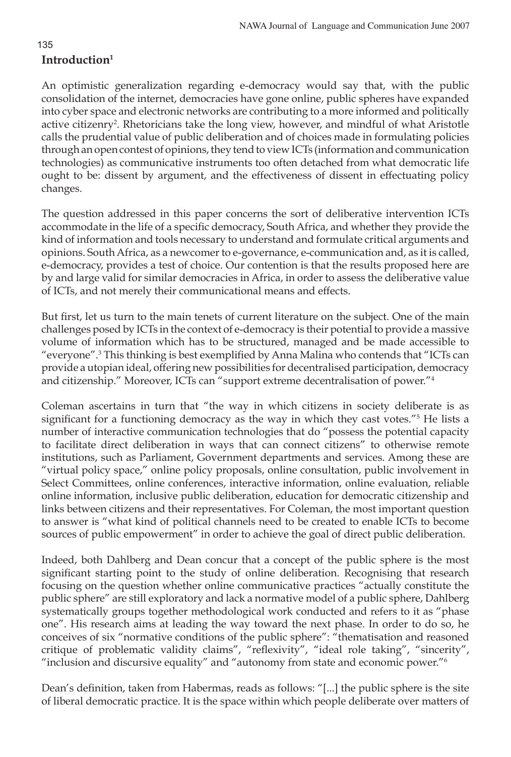## Introduction[1]

An optimistic generalization regarding e-democracy would say that, with the public consolidation of the internet, democracies have gone online, public spheres have expanded into cyber space and electronic networks are contributing to a more informed and politically active citizenry[2]. Rhetoricians take the long view, however, and mindful of what Aristotle calls the prudential value of public deliberation and of choices made in formulating policies through an open contest of opinions, they tend to view ICTs (information and communication technologies) as communicative instruments too often detached from what democratic life ought to be: dissent by argument, and the effectiveness of dissent in effectuating policy changes.

The question addressed in this paper concerns the sort of deliberative intervention ICTs accommodate in the life of a specific democracy, South Africa, and whether they provide the kind of information and tools necessary to understand and formulate critical arguments and opinions. South Africa, as a newcomer to e-governance, e-communication and, as it is called, e-democracy, provides a test of choice. Our contention is that the results proposed here are by and large valid for similar democracies in Africa, in order to assess the deliberative value of ICTs, and not merely their communicational means and effects.

But first, let us turn to the main tenets of current literature on the subject. One of the main challenges posed by ICTs in the context of e-democracy is their potential to provide a massive volume of information which has to be structured, managed and be made accessible to "everyone".[3] This thinking is best exemplified by Anna Malina who contends that "ICTs can provide a utopian ideal, offering new possibilities for decentralised participation, democracy and citizenship." Moreover, ICTs can "support extreme decentralisation of power."[4]

Coleman ascertains in turn that "the way in which citizens in society deliberate is as significant for a functioning democracy as the way in which they cast votes."[5] He lists a number of interactive communication technologies that do "possess the potential capacity to facilitate direct deliberation in ways that can connect citizens" to otherwise remote institutions, such as Parliament, Government departments and services. Among these are "virtual policy space," online policy proposals, online consultation, public involvement in Select Committees, online conferences, interactive information, online evaluation, reliable online information, inclusive public deliberation, education for democratic citizenship and links between citizens and their representatives. For Coleman, the most important question to answer is "what kind of political channels need to be created to enable ICTs to become sources of public empowerment" in order to achieve the goal of direct public deliberation.

Indeed, both Dahlberg and Dean concur that a concept of the public sphere is the most significant starting point to the study of online deliberation. Recognising that research focusing on the question whether online communicative practices "actually constitute the public sphere" are still exploratory and lack a normative model of a public sphere, Dahlberg systematically groups together methodological work conducted and refers to it as "phase one". His research aims at leading the way toward the next phase. In order to do so, he conceives of six "normative conditions of the public sphere": "thematisation and reasoned critique of problematic validity claims", "reflexivity", "ideal role taking", "sincerity", "inclusion and discursive equality" and "autonomy from state and economic power."[6]

Dean's definition, taken from Habermas, reads as follows: "[...] the public sphere is the site of liberal democratic practice. It is the space within which people deliberate over matters of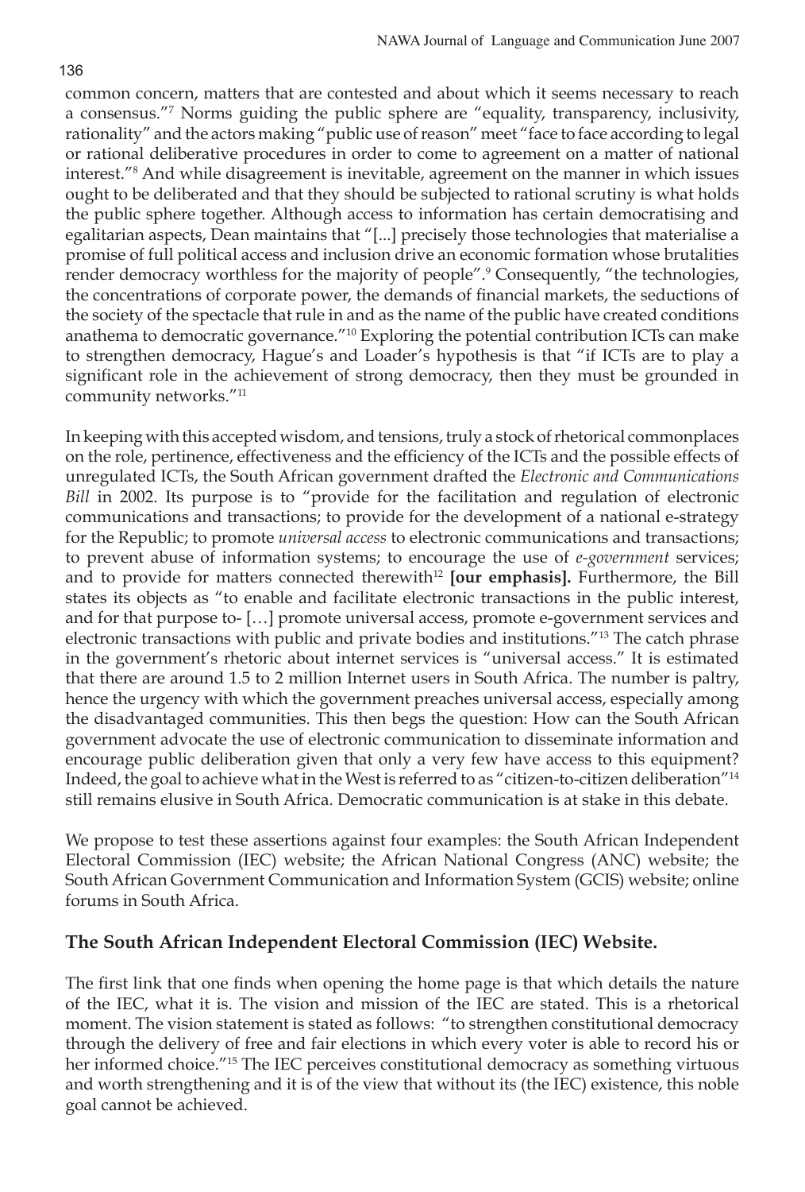common concern, matters that are contested and about which it seems necessary to reach a consensus."[7] Norms guiding the public sphere are "equality, transparency, inclusivity, rationality" and the actors making "public use of reason" meet "face to face according to legal or rational deliberative procedures in order to come to agreement on a matter of national interest."[8] And while disagreement is inevitable, agreement on the manner in which issues ought to be deliberated and that they should be subjected to rational scrutiny is what holds the public sphere together. Although access to information has certain democratising and egalitarian aspects, Dean maintains that "[...] precisely those technologies that materialise a promise of full political access and inclusion drive an economic formation whose brutalities render democracy worthless for the majority of people".[9] Consequently, "the technologies, the concentrations of corporate power, the demands of financial markets, the seductions of the society of the spectacle that rule in and as the name of the public have created conditions anathema to democratic governance."[10] Exploring the potential contribution ICTs can make to strengthen democracy, Hague's and Loader's hypothesis is that "if ICTs are to play a significant role in the achievement of strong democracy, then they must be grounded in community networks."[11]

In keeping with this accepted wisdom, and tensions, truly a stock of rhetorical commonplaces on the role, pertinence, effectiveness and the efficiency of the ICTs and the possible effects of unregulated ICTs, the South African government drafted the *Electronic and Communications Bill* in 2002. Its purpose is to "provide for the facilitation and regulation of electronic communications and transactions; to provide for the development of a national e-strategy for the Republic; to promote *universal access* to electronic communications and transactions; to prevent abuse of information systems; to encourage the use of *e-government* services; and to provide for matters connected therewith[12] **[our emphasis].** Furthermore, the Bill states its objects as "to enable and facilitate electronic transactions in the public interest, and for that purpose to- […] promote universal access, promote e-government services and electronic transactions with public and private bodies and institutions."[13] The catch phrase in the government's rhetoric about internet services is "universal access." It is estimated that there are around 1.5 to 2 million Internet users in South Africa. The number is paltry, hence the urgency with which the government preaches universal access, especially among the disadvantaged communities. This then begs the question: How can the South African government advocate the use of electronic communication to disseminate information and encourage public deliberation given that only a very few have access to this equipment? Indeed, the goal to achieve what in the West is referred to as "citizen-to-citizen deliberation"[14] still remains elusive in South Africa. Democratic communication is at stake in this debate.

We propose to test these assertions against four examples: the South African Independent Electoral Commission (IEC) website; the African National Congress (ANC) website; the South African Government Communication and Information System (GCIS) website; online forums in South Africa.

## The South African Independent Electoral Commission (IEC) Website.

The first link that one finds when opening the home page is that which details the nature of the IEC, what it is. The vision and mission of the IEC are stated. This is a rhetorical moment. The vision statement is stated as follows: "to strengthen constitutional democracy through the delivery of free and fair elections in which every voter is able to record his or her informed choice."[15] The IEC perceives constitutional democracy as something virtuous and worth strengthening and it is of the view that without its (the IEC) existence, this noble goal cannot be achieved.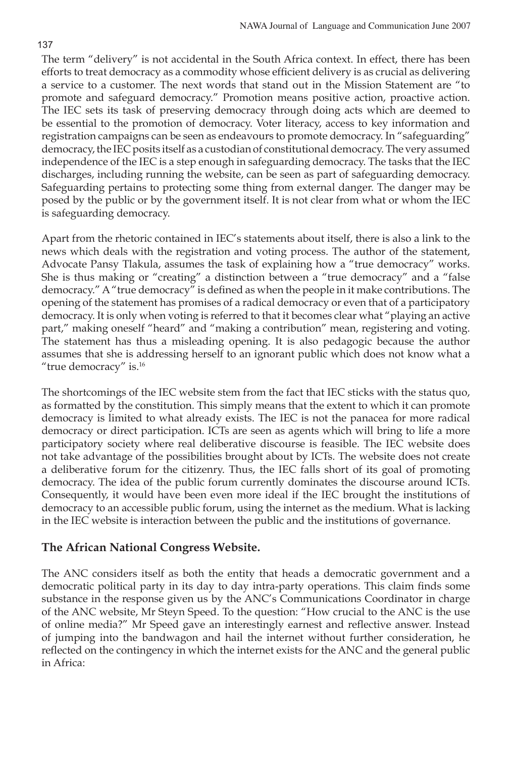The term "delivery" is not accidental in the South Africa context. In effect, there has been efforts to treat democracy as a commodity whose efficient delivery is as crucial as delivering a service to a customer. The next words that stand out in the Mission Statement are "to promote and safeguard democracy." Promotion means positive action, proactive action. The IEC sets its task of preserving democracy through doing acts which are deemed to be essential to the promotion of democracy. Voter literacy, access to key information and registration campaigns can be seen as endeavours to promote democracy. In "safeguarding" democracy, the IEC posits itself as a custodian of constitutional democracy. The very assumed independence of the IEC is a step enough in safeguarding democracy. The tasks that the IEC discharges, including running the website, can be seen as part of safeguarding democracy. Safeguarding pertains to protecting some thing from external danger. The danger may be posed by the public or by the government itself. It is not clear from what or whom the IEC is safeguarding democracy.

Apart from the rhetoric contained in IEC's statements about itself, there is also a link to the news which deals with the registration and voting process. The author of the statement, Advocate Pansy Tlakula, assumes the task of explaining how a "true democracy" works. She is thus making or "creating" a distinction between a "true democracy" and a "false democracy." A "true democracy" is defined as when the people in it make contributions. The opening of the statement has promises of a radical democracy or even that of a participatory democracy. It is only when voting is referred to that it becomes clear what "playing an active part," making oneself "heard" and "making a contribution" mean, registering and voting. The statement has thus a misleading opening. It is also pedagogic because the author assumes that she is addressing herself to an ignorant public which does not know what a "true democracy" is.[16]

The shortcomings of the IEC website stem from the fact that IEC sticks with the status quo, as formatted by the constitution. This simply means that the extent to which it can promote democracy is limited to what already exists. The IEC is not the panacea for more radical democracy or direct participation. ICTs are seen as agents which will bring to life a more participatory society where real deliberative discourse is feasible. The IEC website does not take advantage of the possibilities brought about by ICTs. The website does not create a deliberative forum for the citizenry. Thus, the IEC falls short of its goal of promoting democracy. The idea of the public forum currently dominates the discourse around ICTs. Consequently, it would have been even more ideal if the IEC brought the institutions of democracy to an accessible public forum, using the internet as the medium. What is lacking in the IEC website is interaction between the public and the institutions of governance.

## The African National Congress Website.

The ANC considers itself as both the entity that heads a democratic government and a democratic political party in its day to day intra-party operations. This claim finds some substance in the response given us by the ANC's Communications Coordinator in charge of the ANC website, Mr Steyn Speed. To the question: "How crucial to the ANC is the use of online media?" Mr Speed gave an interestingly earnest and reflective answer. Instead of jumping into the bandwagon and hail the internet without further consideration, he reflected on the contingency in which the internet exists for the ANC and the general public in Africa: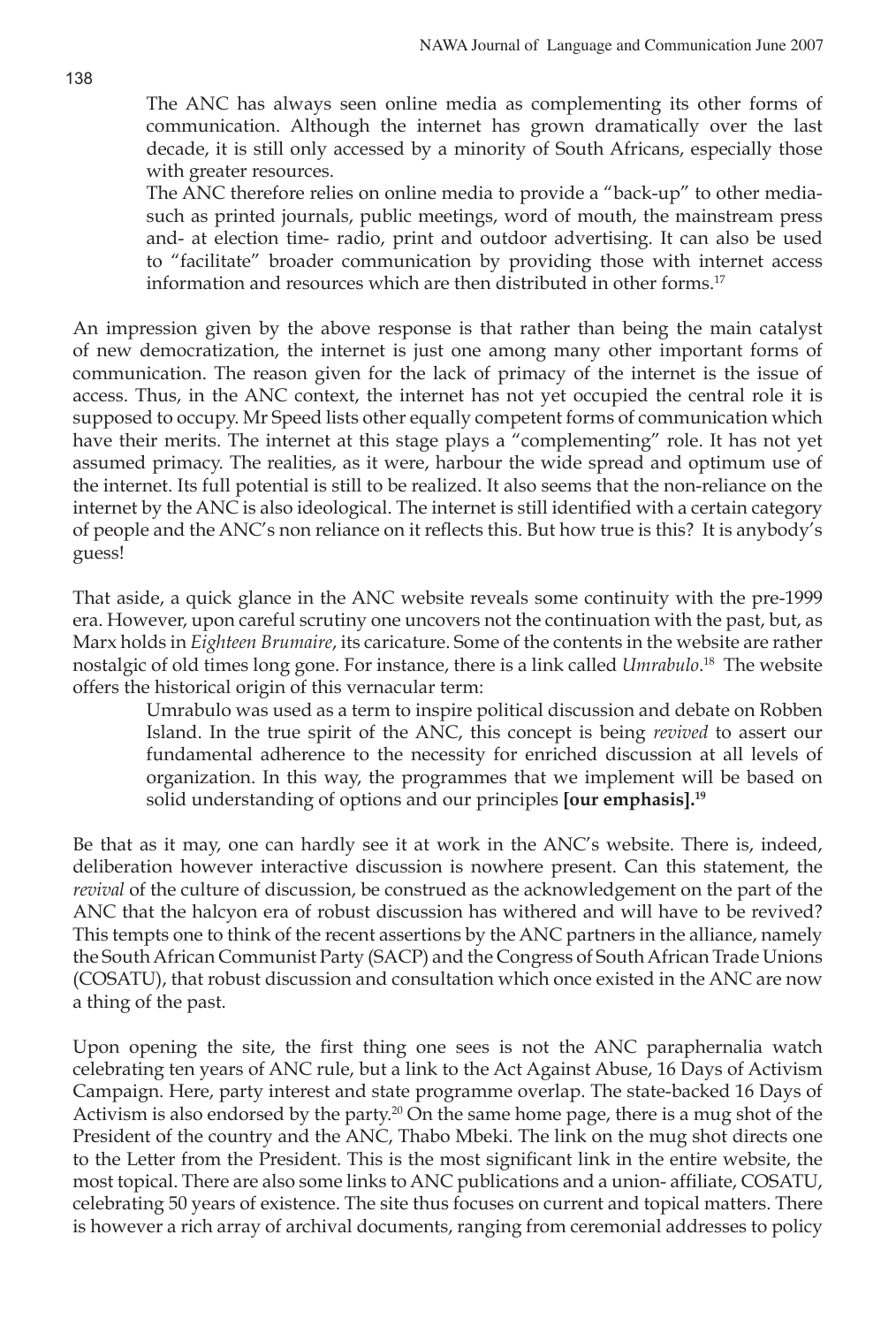> The ANC has always seen online media as complementing its other forms of communication. Although the internet has grown dramatically over the last decade, it is still only accessed by a minority of South Africans, especially those with greater resources.
>
> The ANC therefore relies on online media to provide a "back-up" to other media- such as printed journals, public meetings, word of mouth, the mainstream press and- at election time- radio, print and outdoor advertising. It can also be used to "facilitate" broader communication by providing those with internet access information and resources which are then distributed in other forms.[17]

An impression given by the above response is that rather than being the main catalyst of new democratization, the internet is just one among many other important forms of communication. The reason given for the lack of primacy of the internet is the issue of access. Thus, in the ANC context, the internet has not yet occupied the central role it is supposed to occupy. Mr Speed lists other equally competent forms of communication which have their merits. The internet at this stage plays a "complementing" role. It has not yet assumed primacy. The realities, as it were, harbour the wide spread and optimum use of the internet. Its full potential is still to be realized. It also seems that the non-reliance on the internet by the ANC is also ideological. The internet is still identified with a certain category of people and the ANC's non reliance on it reflects this. But how true is this? It is anybody's guess!

That aside, a quick glance in the ANC website reveals some continuity with the pre-1999 era. However, upon careful scrutiny one uncovers not the continuation with the past, but, as Marx holds in *Eighteen Brumaire*, its caricature. Some of the contents in the website are rather nostalgic of old times long gone. For instance, there is a link called *Umrabulo*.[18] The website offers the historical origin of this vernacular term:

> Umrabulo was used as a term to inspire political discussion and debate on Robben Island. In the true spirit of the ANC, this concept is being *revived* to assert our fundamental adherence to the necessity for enriched discussion at all levels of organization. In this way, the programmes that we implement will be based on solid understanding of options and our principles **[our emphasis].[19]**

Be that as it may, one can hardly see it at work in the ANC's website. There is, indeed, deliberation however interactive discussion is nowhere present. Can this statement, the *revival* of the culture of discussion, be construed as the acknowledgement on the part of the ANC that the halcyon era of robust discussion has withered and will have to be revived? This tempts one to think of the recent assertions by the ANC partners in the alliance, namely the South African Communist Party (SACP) and the Congress of South African Trade Unions (COSATU), that robust discussion and consultation which once existed in the ANC are now a thing of the past.

Upon opening the site, the first thing one sees is not the ANC paraphernalia watch celebrating ten years of ANC rule, but a link to the Act Against Abuse, 16 Days of Activism Campaign. Here, party interest and state programme overlap. The state-backed 16 Days of Activism is also endorsed by the party.[20] On the same home page, there is a mug shot of the President of the country and the ANC, Thabo Mbeki. The link on the mug shot directs one to the Letter from the President. This is the most significant link in the entire website, the most topical. There are also some links to ANC publications and a union- affiliate, COSATU, celebrating 50 years of existence. The site thus focuses on current and topical matters. There is however a rich array of archival documents, ranging from ceremonial addresses to policy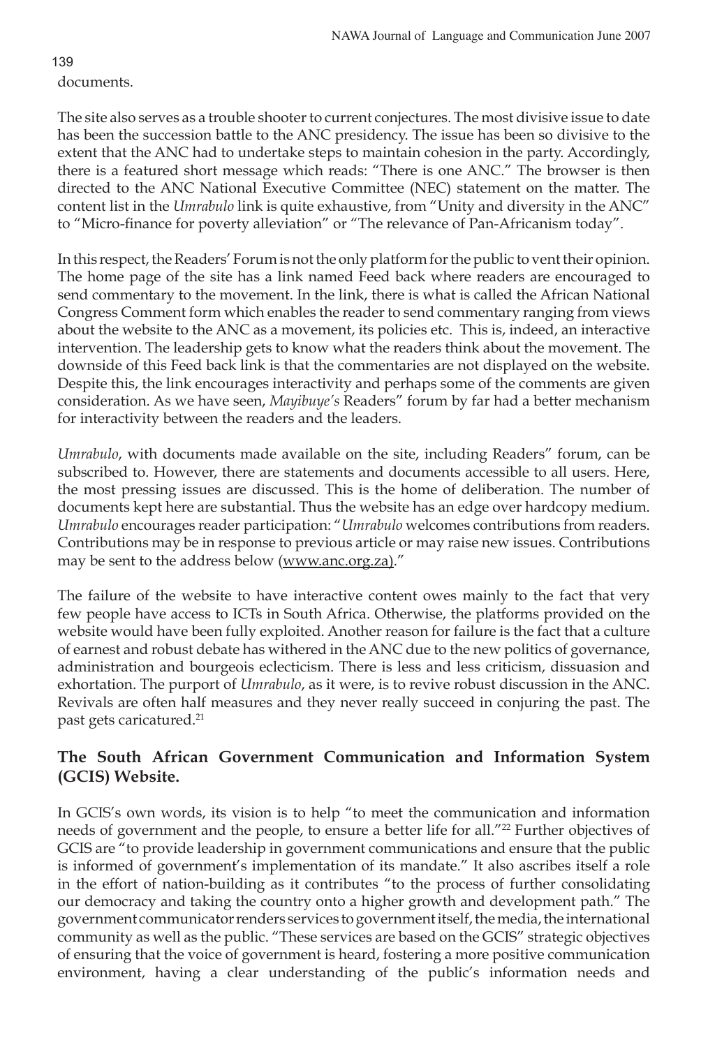documents.

The site also serves as a trouble shooter to current conjectures. The most divisive issue to date has been the succession battle to the ANC presidency. The issue has been so divisive to the extent that the ANC had to undertake steps to maintain cohesion in the party. Accordingly, there is a featured short message which reads: "There is one ANC." The browser is then directed to the ANC National Executive Committee (NEC) statement on the matter. The content list in the *Umrabulo* link is quite exhaustive, from "Unity and diversity in the ANC" to "Micro-finance for poverty alleviation" or "The relevance of Pan-Africanism today".

In this respect, the Readers' Forum is not the only platform for the public to vent their opinion. The home page of the site has a link named Feed back where readers are encouraged to send commentary to the movement. In the link, there is what is called the African National Congress Comment form which enables the reader to send commentary ranging from views about the website to the ANC as a movement, its policies etc. This is, indeed, an interactive intervention. The leadership gets to know what the readers think about the movement. The downside of this Feed back link is that the commentaries are not displayed on the website. Despite this, the link encourages interactivity and perhaps some of the comments are given consideration. As we have seen, *Mayibuye's* Readers" forum by far had a better mechanism for interactivity between the readers and the leaders.

*Umrabulo*, with documents made available on the site, including Readers" forum, can be subscribed to. However, there are statements and documents accessible to all users. Here, the most pressing issues are discussed. This is the home of deliberation. The number of documents kept here are substantial. Thus the website has an edge over hardcopy medium. *Umrabulo* encourages reader participation: "*Umrabulo* welcomes contributions from readers. Contributions may be in response to previous article or may raise new issues. Contributions may be sent to the address below (www.anc.org.za)."

The failure of the website to have interactive content owes mainly to the fact that very few people have access to ICTs in South Africa. Otherwise, the platforms provided on the website would have been fully exploited. Another reason for failure is the fact that a culture of earnest and robust debate has withered in the ANC due to the new politics of governance, administration and bourgeois eclecticism. There is less and less criticism, dissuasion and exhortation. The purport of *Umrabulo*, as it were, is to revive robust discussion in the ANC. Revivals are often half measures and they never really succeed in conjuring the past. The past gets caricatured.[21]

## The South African Government Communication and Information System (GCIS) Website.

In GCIS's own words, its vision is to help "to meet the communication and information needs of government and the people, to ensure a better life for all."[22] Further objectives of GCIS are "to provide leadership in government communications and ensure that the public is informed of government's implementation of its mandate." It also ascribes itself a role in the effort of nation-building as it contributes "to the process of further consolidating our democracy and taking the country onto a higher growth and development path." The government communicator renders services to government itself, the media, the international community as well as the public. "These services are based on the GCIS" strategic objectives of ensuring that the voice of government is heard, fostering a more positive communication environment, having a clear understanding of the public's information needs and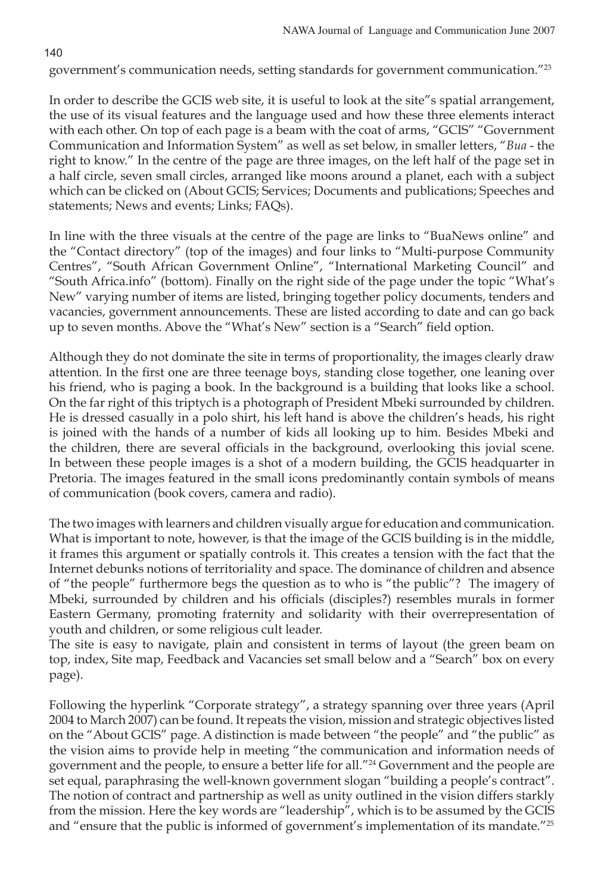government's communication needs, setting standards for government communication."[23]

In order to describe the GCIS web site, it is useful to look at the site"s spatial arrangement, the use of its visual features and the language used and how these three elements interact with each other. On top of each page is a beam with the coat of arms, "GCIS" "Government Communication and Information System" as well as set below, in smaller letters, "*Bua* - the right to know." In the centre of the page are three images, on the left half of the page set in a half circle, seven small circles, arranged like moons around a planet, each with a subject which can be clicked on (About GCIS; Services; Documents and publications; Speeches and statements; News and events; Links; FAQs).

In line with the three visuals at the centre of the page are links to "BuaNews online" and the "Contact directory" (top of the images) and four links to "Multi-purpose Community Centres", "South African Government Online", "International Marketing Council" and "South Africa.info" (bottom). Finally on the right side of the page under the topic "What's New" varying number of items are listed, bringing together policy documents, tenders and vacancies, government announcements. These are listed according to date and can go back up to seven months. Above the "What's New" section is a "Search" field option.

Although they do not dominate the site in terms of proportionality, the images clearly draw attention. In the first one are three teenage boys, standing close together, one leaning over his friend, who is paging a book. In the background is a building that looks like a school. On the far right of this triptych is a photograph of President Mbeki surrounded by children. He is dressed casually in a polo shirt, his left hand is above the children's heads, his right is joined with the hands of a number of kids all looking up to him. Besides Mbeki and the children, there are several officials in the background, overlooking this jovial scene. In between these people images is a shot of a modern building, the GCIS headquarter in Pretoria. The images featured in the small icons predominantly contain symbols of means of communication (book covers, camera and radio).

The two images with learners and children visually argue for education and communication. What is important to note, however, is that the image of the GCIS building is in the middle, it frames this argument or spatially controls it. This creates a tension with the fact that the Internet debunks notions of territoriality and space. The dominance of children and absence of "the people" furthermore begs the question as to who is "the public"? The imagery of Mbeki, surrounded by children and his officials (disciples?) resembles murals in former Eastern Germany, promoting fraternity and solidarity with their overrepresentation of youth and children, or some religious cult leader.

The site is easy to navigate, plain and consistent in terms of layout (the green beam on top, index, Site map, Feedback and Vacancies set small below and a "Search" box on every page).

Following the hyperlink "Corporate strategy", a strategy spanning over three years (April 2004 to March 2007) can be found. It repeats the vision, mission and strategic objectives listed on the "About GCIS" page. A distinction is made between "the people" and "the public" as the vision aims to provide help in meeting "the communication and information needs of government and the people, to ensure a better life for all."[24] Government and the people are set equal, paraphrasing the well-known government slogan "building a people's contract". The notion of contract and partnership as well as unity outlined in the vision differs starkly from the mission. Here the key words are "leadership", which is to be assumed by the GCIS and "ensure that the public is informed of government's implementation of its mandate."[25]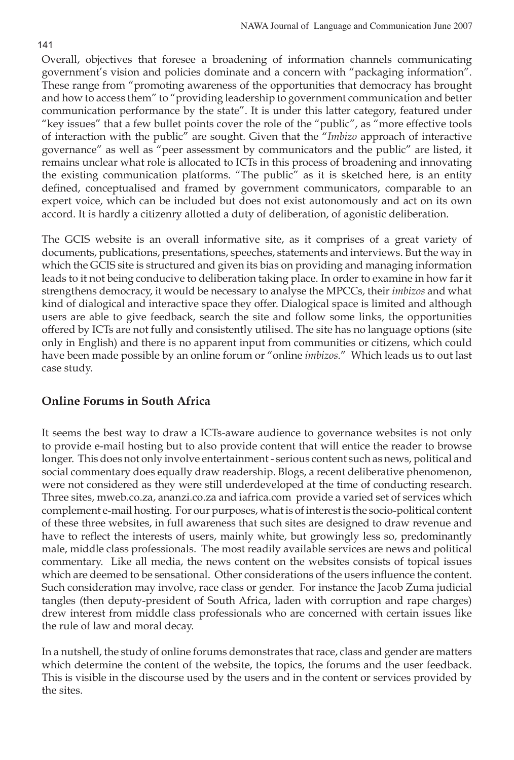Overall, objectives that foresee a broadening of information channels communicating government's vision and policies dominate and a concern with "packaging information". These range from "promoting awareness of the opportunities that democracy has brought and how to access them" to "providing leadership to government communication and better communication performance by the state". It is under this latter category, featured under "key issues" that a few bullet points cover the role of the "public", as "more effective tools of interaction with the public" are sought. Given that the "*Imbizo* approach of interactive governance" as well as "peer assessment by communicators and the public" are listed, it remains unclear what role is allocated to ICTs in this process of broadening and innovating the existing communication platforms. "The public" as it is sketched here, is an entity defined, conceptualised and framed by government communicators, comparable to an expert voice, which can be included but does not exist autonomously and act on its own accord. It is hardly a citizenry allotted a duty of deliberation, of agonistic deliberation.

The GCIS website is an overall informative site, as it comprises of a great variety of documents, publications, presentations, speeches, statements and interviews. But the way in which the GCIS site is structured and given its bias on providing and managing information leads to it not being conducive to deliberation taking place. In order to examine in how far it strengthens democracy, it would be necessary to analyse the MPCCs, their *imbizos* and what kind of dialogical and interactive space they offer. Dialogical space is limited and although users are able to give feedback, search the site and follow some links, the opportunities offered by ICTs are not fully and consistently utilised. The site has no language options (site only in English) and there is no apparent input from communities or citizens, which could have been made possible by an online forum or "online *imbizos*." Which leads us to out last case study.

## Online Forums in South Africa

It seems the best way to draw a ICTs-aware audience to governance websites is not only to provide e-mail hosting but to also provide content that will entice the reader to browse longer. This does not only involve entertainment - serious content such as news, political and social commentary does equally draw readership. Blogs, a recent deliberative phenomenon, were not considered as they were still underdeveloped at the time of conducting research. Three sites, mweb.co.za, ananzi.co.za and iafrica.com provide a varied set of services which complement e-mail hosting. For our purposes, what is of interest is the socio-political content of these three websites, in full awareness that such sites are designed to draw revenue and have to reflect the interests of users, mainly white, but growingly less so, predominantly male, middle class professionals. The most readily available services are news and political commentary. Like all media, the news content on the websites consists of topical issues which are deemed to be sensational. Other considerations of the users influence the content. Such consideration may involve, race class or gender. For instance the Jacob Zuma judicial tangles (then deputy-president of South Africa, laden with corruption and rape charges) drew interest from middle class professionals who are concerned with certain issues like the rule of law and moral decay.

In a nutshell, the study of online forums demonstrates that race, class and gender are matters which determine the content of the website, the topics, the forums and the user feedback. This is visible in the discourse used by the users and in the content or services provided by the sites.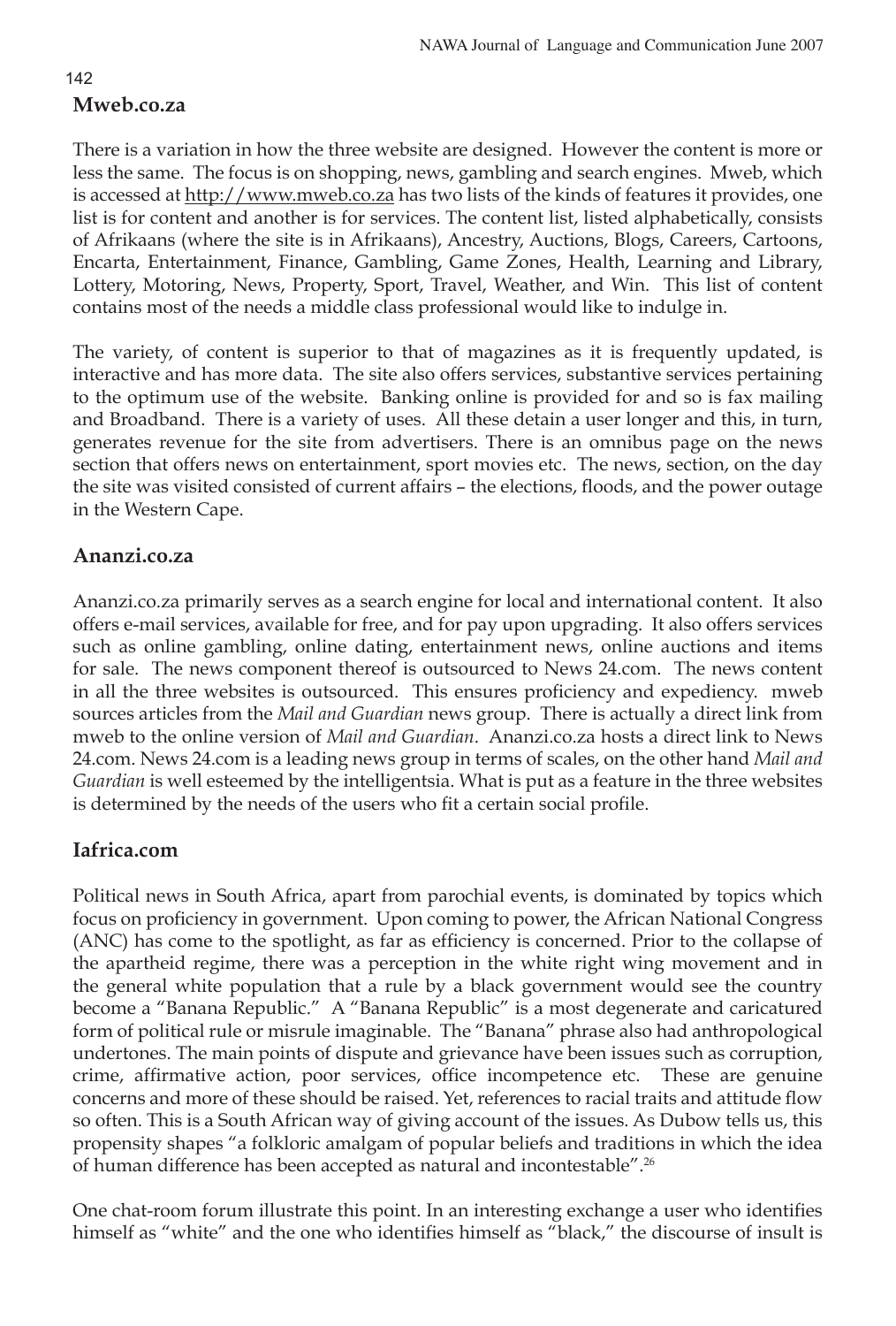## Mweb.co.za

There is a variation in how the three website are designed. However the content is more or less the same. The focus is on shopping, news, gambling and search engines. Mweb, which is accessed at http://www.mweb.co.za has two lists of the kinds of features it provides, one list is for content and another is for services. The content list, listed alphabetically, consists of Afrikaans (where the site is in Afrikaans), Ancestry, Auctions, Blogs, Careers, Cartoons, Encarta, Entertainment, Finance, Gambling, Game Zones, Health, Learning and Library, Lottery, Motoring, News, Property, Sport, Travel, Weather, and Win. This list of content contains most of the needs a middle class professional would like to indulge in.

The variety, of content is superior to that of magazines as it is frequently updated, is interactive and has more data. The site also offers services, substantive services pertaining to the optimum use of the website. Banking online is provided for and so is fax mailing and Broadband. There is a variety of uses. All these detain a user longer and this, in turn, generates revenue for the site from advertisers. There is an omnibus page on the news section that offers news on entertainment, sport movies etc. The news, section, on the day the site was visited consisted of current affairs – the elections, floods, and the power outage in the Western Cape.

## Ananzi.co.za

Ananzi.co.za primarily serves as a search engine for local and international content. It also offers e-mail services, available for free, and for pay upon upgrading. It also offers services such as online gambling, online dating, entertainment news, online auctions and items for sale. The news component thereof is outsourced to News 24.com. The news content in all the three websites is outsourced. This ensures proficiency and expediency. mweb sources articles from the *Mail and Guardian* news group. There is actually a direct link from mweb to the online version of *Mail and Guardian*. Ananzi.co.za hosts a direct link to News 24.com. News 24.com is a leading news group in terms of scales, on the other hand *Mail and Guardian* is well esteemed by the intelligentsia. What is put as a feature in the three websites is determined by the needs of the users who fit a certain social profile.

## Iafrica.com

Political news in South Africa, apart from parochial events, is dominated by topics which focus on proficiency in government. Upon coming to power, the African National Congress (ANC) has come to the spotlight, as far as efficiency is concerned. Prior to the collapse of the apartheid regime, there was a perception in the white right wing movement and in the general white population that a rule by a black government would see the country become a "Banana Republic." A "Banana Republic" is a most degenerate and caricatured form of political rule or misrule imaginable. The "Banana" phrase also had anthropological undertones. The main points of dispute and grievance have been issues such as corruption, crime, affirmative action, poor services, office incompetence etc. These are genuine concerns and more of these should be raised. Yet, references to racial traits and attitude flow so often. This is a South African way of giving account of the issues. As Dubow tells us, this propensity shapes "a folkloric amalgam of popular beliefs and traditions in which the idea of human difference has been accepted as natural and incontestable".[26]

One chat-room forum illustrate this point. In an interesting exchange a user who identifies himself as "white" and the one who identifies himself as "black," the discourse of insult is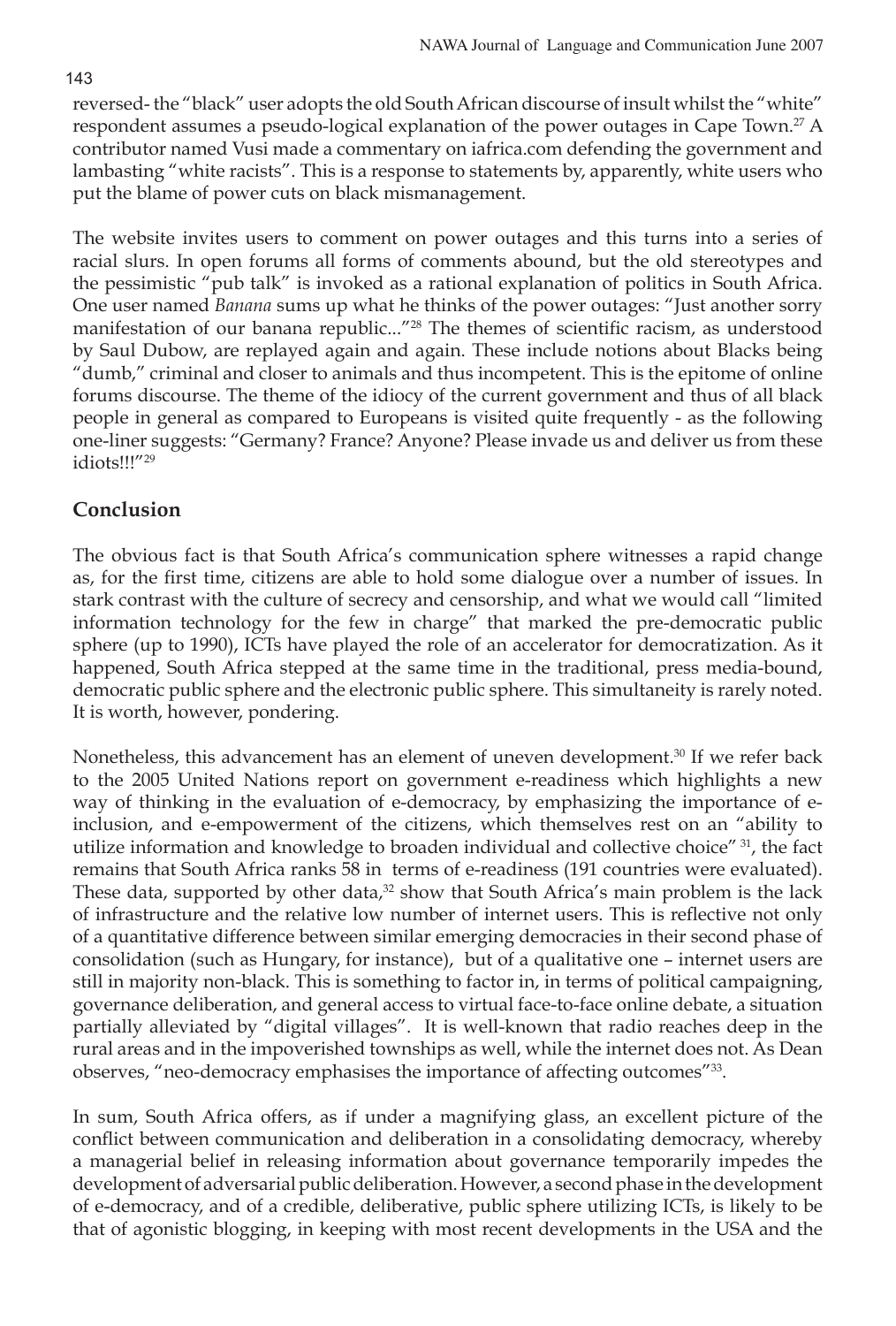reversed- the "black" user adopts the old South African discourse of insult whilst the "white" respondent assumes a pseudo-logical explanation of the power outages in Cape Town.[27] A contributor named Vusi made a commentary on iafrica.com defending the government and lambasting "white racists". This is a response to statements by, apparently, white users who put the blame of power cuts on black mismanagement.

The website invites users to comment on power outages and this turns into a series of racial slurs. In open forums all forms of comments abound, but the old stereotypes and the pessimistic "pub talk" is invoked as a rational explanation of politics in South Africa. One user named *Banana* sums up what he thinks of the power outages: "Just another sorry manifestation of our banana republic..."[28] The themes of scientific racism, as understood by Saul Dubow, are replayed again and again. These include notions about Blacks being "dumb," criminal and closer to animals and thus incompetent. This is the epitome of online forums discourse. The theme of the idiocy of the current government and thus of all black people in general as compared to Europeans is visited quite frequently - as the following one-liner suggests: "Germany? France? Anyone? Please invade us and deliver us from these idiots!!!"[29]

## Conclusion

The obvious fact is that South Africa's communication sphere witnesses a rapid change as, for the first time, citizens are able to hold some dialogue over a number of issues. In stark contrast with the culture of secrecy and censorship, and what we would call "limited information technology for the few in charge" that marked the pre-democratic public sphere (up to 1990), ICTs have played the role of an accelerator for democratization. As it happened, South Africa stepped at the same time in the traditional, press media-bound, democratic public sphere and the electronic public sphere. This simultaneity is rarely noted. It is worth, however, pondering.

Nonetheless, this advancement has an element of uneven development.[30] If we refer back to the 2005 United Nations report on government e-readiness which highlights a new way of thinking in the evaluation of e-democracy, by emphasizing the importance of e-inclusion, and e-empowerment of the citizens, which themselves rest on an "ability to utilize information and knowledge to broaden individual and collective choice" [31], the fact remains that South Africa ranks 58 in terms of e-readiness (191 countries were evaluated). These data, supported by other data,[32] show that South Africa's main problem is the lack of infrastructure and the relative low number of internet users. This is reflective not only of a quantitative difference between similar emerging democracies in their second phase of consolidation (such as Hungary, for instance), but of a qualitative one – internet users are still in majority non-black. This is something to factor in, in terms of political campaigning, governance deliberation, and general access to virtual face-to-face online debate, a situation partially alleviated by "digital villages". It is well-known that radio reaches deep in the rural areas and in the impoverished townships as well, while the internet does not. As Dean observes, "neo-democracy emphasises the importance of affecting outcomes"[33].

In sum, South Africa offers, as if under a magnifying glass, an excellent picture of the conflict between communication and deliberation in a consolidating democracy, whereby a managerial belief in releasing information about governance temporarily impedes the development of adversarial public deliberation. However, a second phase in the development of e-democracy, and of a credible, deliberative, public sphere utilizing ICTs, is likely to be that of agonistic blogging, in keeping with most recent developments in the USA and the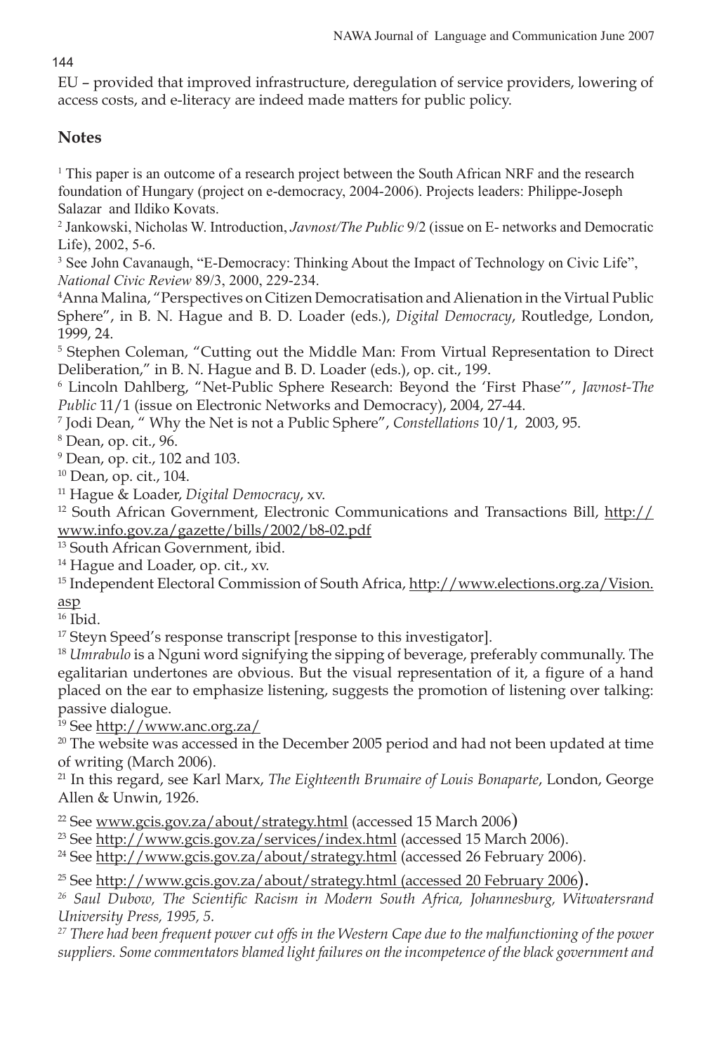EU – provided that improved infrastructure, deregulation of service providers, lowering of access costs, and e-literacy are indeed made matters for public policy.

## Notes

[1] This paper is an outcome of a research project between the South African NRF and the research foundation of Hungary (project on e-democracy, 2004-2006). Projects leaders: Philippe-Joseph Salazar and Ildiko Kovats.

[2] Jankowski, Nicholas W. Introduction, *Javnost/The Public* 9/2 (issue on E- networks and Democratic Life), 2002, 5-6.

[3] See John Cavanaugh, "E-Democracy: Thinking About the Impact of Technology on Civic Life", *National Civic Review* 89/3, 2000, 229-234.

[4] Anna Malina, "Perspectives on Citizen Democratisation and Alienation in the Virtual Public Sphere", in B. N. Hague and B. D. Loader (eds.), *Digital Democracy*, Routledge, London, 1999, 24.

[5] Stephen Coleman, "Cutting out the Middle Man: From Virtual Representation to Direct Deliberation," in B. N. Hague and B. D. Loader (eds.), op. cit., 199.

[6] Lincoln Dahlberg, "Net-Public Sphere Research: Beyond the 'First Phase'", *Javnost-The Public* 11/1 (issue on Electronic Networks and Democracy), 2004, 27-44.

[7] Jodi Dean, " Why the Net is not a Public Sphere", *Constellations* 10/1, 2003, 95.

[8] Dean, op. cit., 96.

[9] Dean, op. cit., 102 and 103.

[10] Dean, op. cit., 104.

[11] Hague & Loader, *Digital Democracy*, xv.

[12] South African Government, Electronic Communications and Transactions Bill, http://www.info.gov.za/gazette/bills/2002/b8-02.pdf

[13] South African Government, ibid.

[14] Hague and Loader, op. cit., xv.

[15] Independent Electoral Commission of South Africa, http://www.elections.org.za/Vision.asp

[16] Ibid.

[17] Steyn Speed's response transcript [response to this investigator].

[18] *Umrabulo* is a Nguni word signifying the sipping of beverage, preferably communally. The egalitarian undertones are obvious. But the visual representation of it, a figure of a hand placed on the ear to emphasize listening, suggests the promotion of listening over talking: passive dialogue.

[19] See http://www.anc.org.za/

[20] The website was accessed in the December 2005 period and had not been updated at time of writing (March 2006).

[21] In this regard, see Karl Marx, *The Eighteenth Brumaire of Louis Bonaparte*, London, George Allen & Unwin, 1926.

[22] See www.gcis.gov.za/about/strategy.html (accessed 15 March 2006)

[23] See http://www.gcis.gov.za/services/index.html (accessed 15 March 2006).

[24] See http://www.gcis.gov.za/about/strategy.html (accessed 26 February 2006).

[25] See http://www.gcis.gov.za/about/strategy.html (accessed 20 February 2006).

[26] *Saul Dubow, The Scientific Racism in Modern South Africa, Johannesburg, Witwatersrand University Press, 1995, 5.*

[27] *There had been frequent power cut offs in the Western Cape due to the malfunctioning of the power suppliers. Some commentators blamed light failures on the incompetence of the black government and*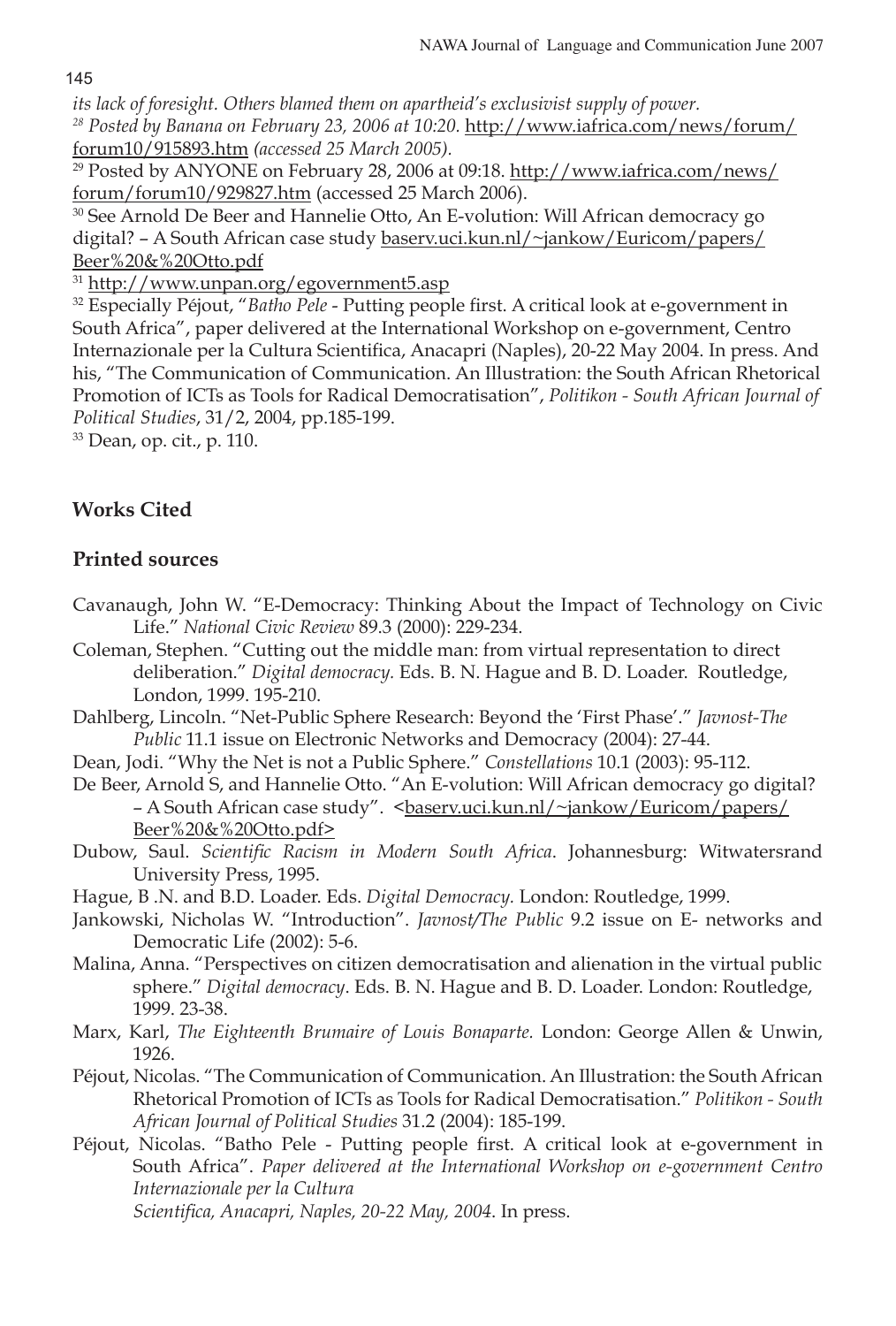*its lack of foresight. Others blamed them on apartheid's exclusivist supply of power.*

[28] *Posted by Banana on February 23, 2006 at 10:20.* http://www.iafrica.com/news/forum/forum10/915893.htm *(accessed 25 March 2005).*

[29] Posted by ANYONE on February 28, 2006 at 09:18. http://www.iafrica.com/news/forum/forum10/929827.htm (accessed 25 March 2006).

[30] See Arnold De Beer and Hannelie Otto, An E-volution: Will African democracy go digital? – A South African case study baserv.uci.kun.nl/~jankow/Euricom/papers/Beer%20&%20Otto.pdf

[31] http://www.unpan.org/egovernment5.asp

[32] Especially Péjout, "*Batho Pele* - Putting people first. A critical look at e-government in South Africa", paper delivered at the International Workshop on e-government, Centro Internazionale per la Cultura Scientifica, Anacapri (Naples), 20-22 May 2004. In press. And his, "The Communication of Communication. An Illustration: the South African Rhetorical Promotion of ICTs as Tools for Radical Democratisation", *Politikon - South African Journal of Political Studies*, 31/2, 2004, pp.185-199.

[33] Dean, op. cit., p. 110.

## Works Cited

### Printed sources

Cavanaugh, John W. "E-Democracy: Thinking About the Impact of Technology on Civic Life." *National Civic Review* 89.3 (2000): 229-234.

Coleman, Stephen. "Cutting out the middle man: from virtual representation to direct deliberation." *Digital democracy.* Eds. B. N. Hague and B. D. Loader. Routledge, London, 1999. 195-210.

Dahlberg, Lincoln. "Net-Public Sphere Research: Beyond the 'First Phase'." *Javnost-The Public* 11.1 issue on Electronic Networks and Democracy (2004): 27-44.

Dean, Jodi. "Why the Net is not a Public Sphere." *Constellations* 10.1 (2003): 95-112.

De Beer, Arnold S, and Hannelie Otto. "An E-volution: Will African democracy go digital? – A South African case study". <baserv.uci.kun.nl/~jankow/Euricom/papers/Beer%20&%20Otto.pdf>

Dubow, Saul. *Scientific Racism in Modern South Africa*. Johannesburg: Witwatersrand University Press, 1995.

Hague, B .N. and B.D. Loader. Eds. *Digital Democracy.* London: Routledge, 1999.

Jankowski, Nicholas W. "Introduction". *Javnost/The Public* 9.2 issue on E- networks and Democratic Life (2002): 5-6.

Malina, Anna. "Perspectives on citizen democratisation and alienation in the virtual public sphere." *Digital democracy*. Eds. B. N. Hague and B. D. Loader. London: Routledge, 1999. 23-38.

Marx, Karl, *The Eighteenth Brumaire of Louis Bonaparte*. London: George Allen & Unwin, 1926.

Péjout, Nicolas. "The Communication of Communication. An Illustration: the South African Rhetorical Promotion of ICTs as Tools for Radical Democratisation." *Politikon - South African Journal of Political Studies* 31.2 (2004): 185-199.

Péjout, Nicolas. "Batho Pele - Putting people first. A critical look at e-government in South Africa". *Paper delivered at the International Workshop on e-government Centro Internazionale per la Cultura Scientifica, Anacapri, Naples, 20-22 May, 2004*. In press.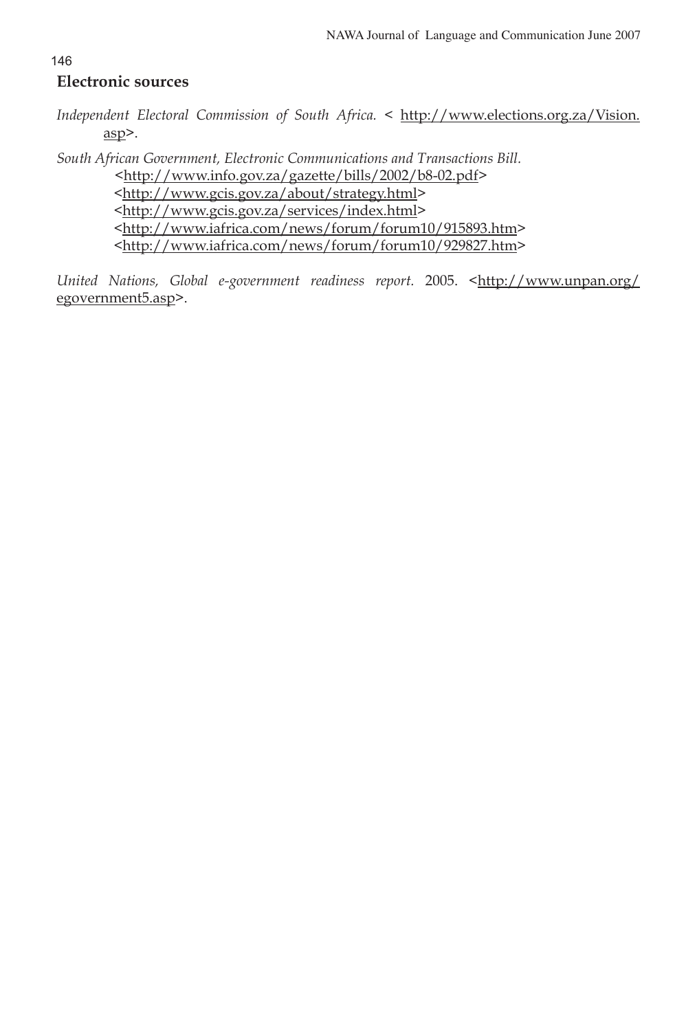## Electronic sources

*Independent Electoral Commission of South Africa.* < http://www.elections.org.za/Vision.asp>.

*South African Government, Electronic Communications and Transactions Bill.*
<http://www.info.gov.za/gazette/bills/2002/b8-02.pdf>
<http://www.gcis.gov.za/about/strategy.html>
<http://www.gcis.gov.za/services/index.html>
<http://www.iafrica.com/news/forum/forum10/915893.htm>
<http://www.iafrica.com/news/forum/forum10/929827.htm>

*United Nations, Global e-government readiness report.* 2005. <http://www.unpan.org/egovernment5.asp>.